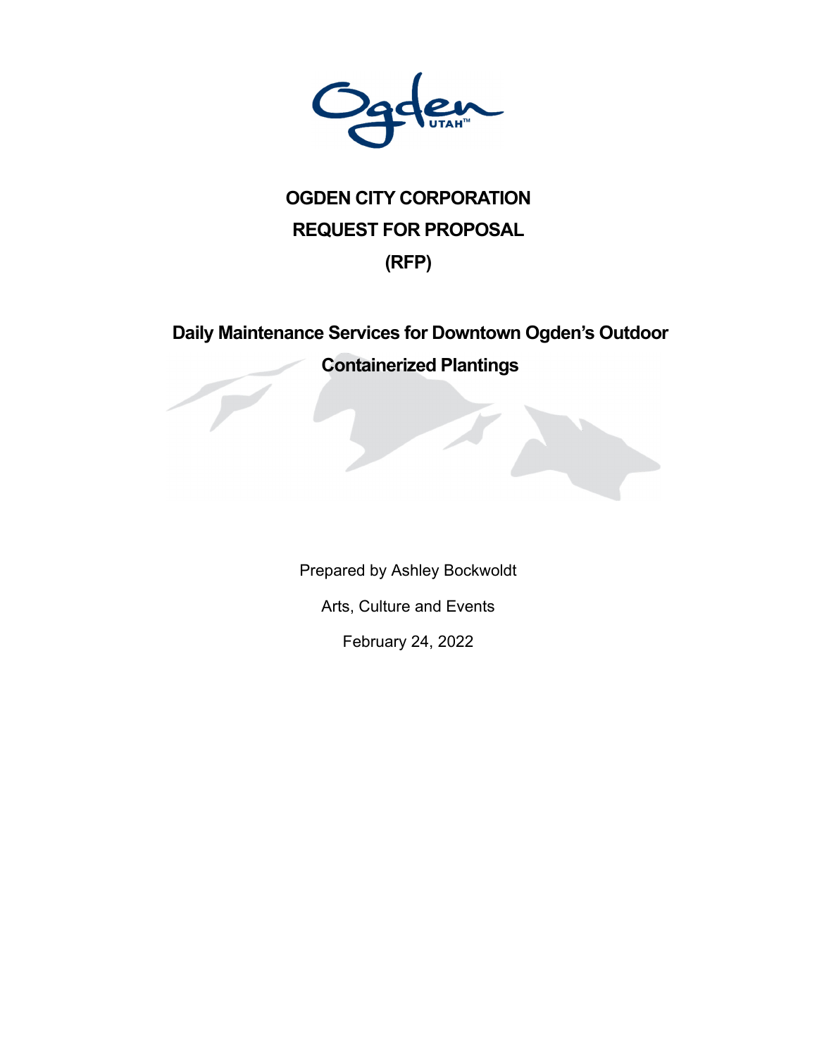# OGDEN CITY CORPORATION
# REQUEST FOR PROPOSAL
# (RFP)

## Daily Maintenance Services for Downtown Ogden's Outdoor Containerized Plantings

Prepared by Ashley Bockwoldt

Arts, Culture and Events

February 24, 2022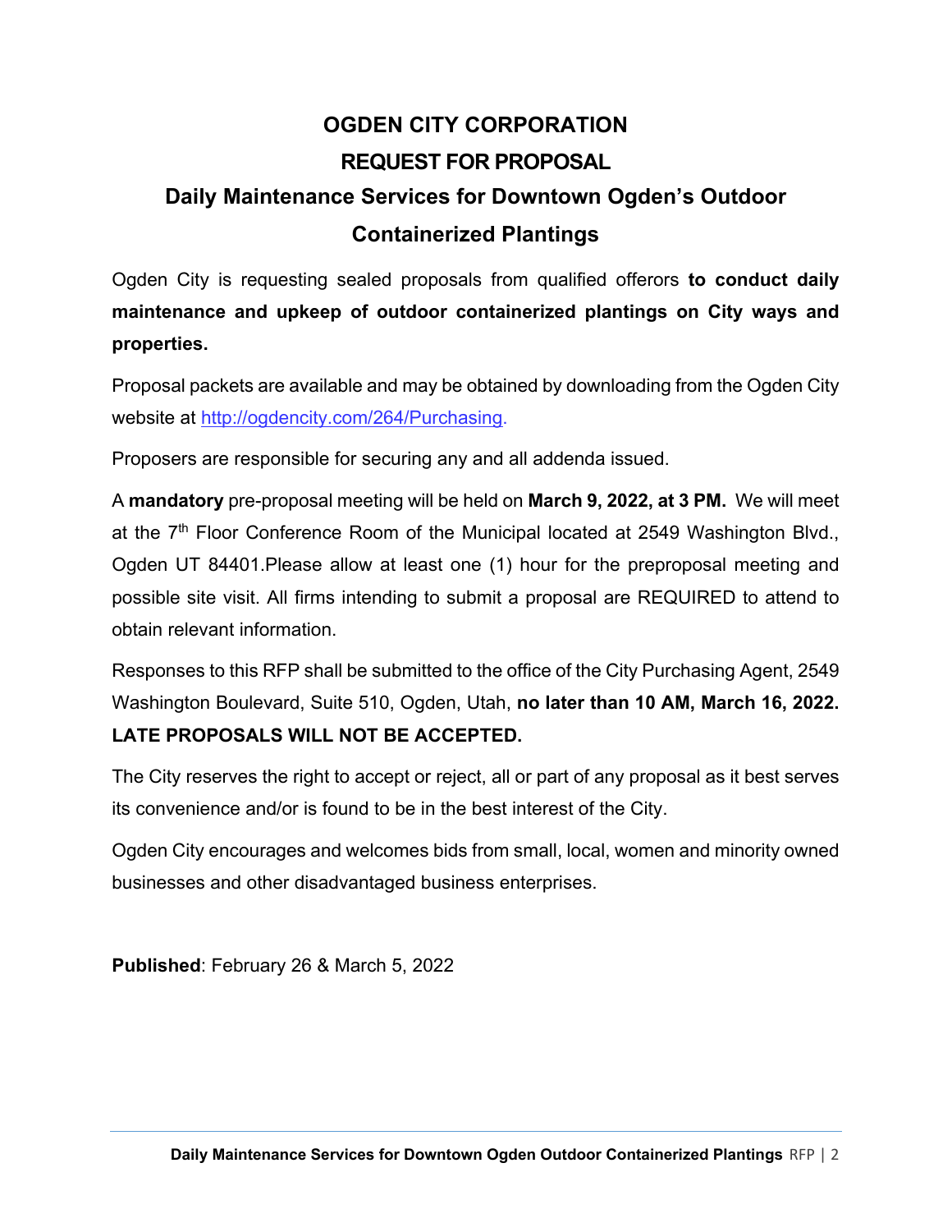# OGDEN CITY CORPORATION

# REQUEST FOR PROPOSAL

## Daily Maintenance Services for Downtown Ogden's Outdoor Containerized Plantings

Ogden City is requesting sealed proposals from qualified offerors **to conduct daily maintenance and upkeep of outdoor containerized plantings on City ways and properties.**

Proposal packets are available and may be obtained by downloading from the Ogden City website at http://ogdencity.com/264/Purchasing.

Proposers are responsible for securing any and all addenda issued.

A **mandatory** pre-proposal meeting will be held on **March 9, 2022, at 3 PM.** We will meet at the 7th Floor Conference Room of the Municipal located at 2549 Washington Blvd., Ogden UT 84401.Please allow at least one (1) hour for the preproposal meeting and possible site visit. All firms intending to submit a proposal are REQUIRED to attend to obtain relevant information.

Responses to this RFP shall be submitted to the office of the City Purchasing Agent, 2549 Washington Boulevard, Suite 510, Ogden, Utah, **no later than 10 AM, March 16, 2022. LATE PROPOSALS WILL NOT BE ACCEPTED.**

The City reserves the right to accept or reject, all or part of any proposal as it best serves its convenience and/or is found to be in the best interest of the City.

Ogden City encourages and welcomes bids from small, local, women and minority owned businesses and other disadvantaged business enterprises.

**Published**: February 26 & March 5, 2022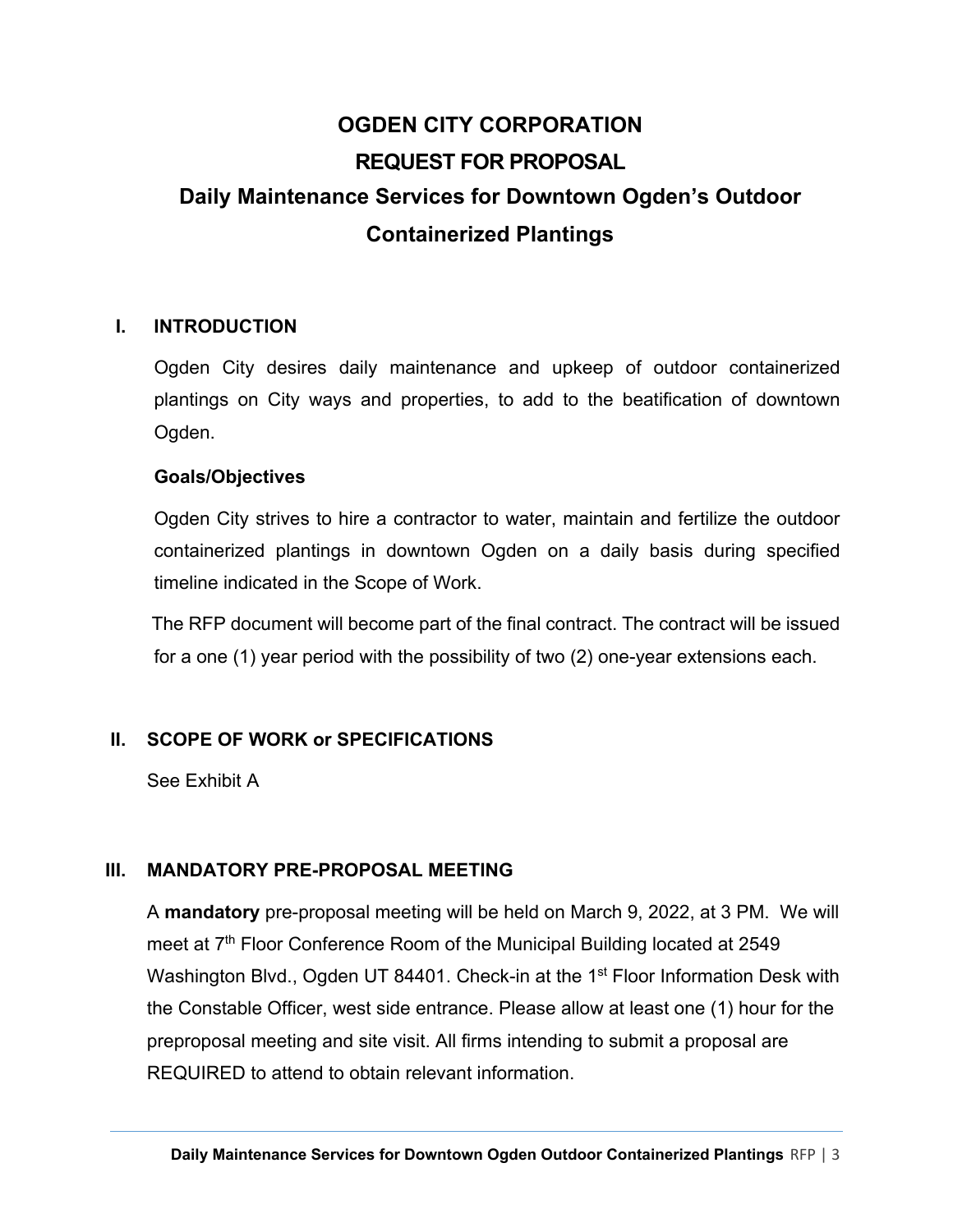# OGDEN CITY CORPORATION

# REQUEST FOR PROPOSAL

# Daily Maintenance Services for Downtown Ogden's Outdoor Containerized Plantings

## I. INTRODUCTION

Ogden City desires daily maintenance and upkeep of outdoor containerized plantings on City ways and properties, to add to the beatification of downtown Ogden.

**Goals/Objectives**

Ogden City strives to hire a contractor to water, maintain and fertilize the outdoor containerized plantings in downtown Ogden on a daily basis during specified timeline indicated in the Scope of Work.

The RFP document will become part of the final contract. The contract will be issued for a one (1) year period with the possibility of two (2) one-year extensions each.

## II. SCOPE OF WORK or SPECIFICATIONS

See Exhibit A

## III. MANDATORY PRE-PROPOSAL MEETING

A **mandatory** pre-proposal meeting will be held on March 9, 2022, at 3 PM. We will meet at 7th Floor Conference Room of the Municipal Building located at 2549 Washington Blvd., Ogden UT 84401. Check-in at the 1st Floor Information Desk with the Constable Officer, west side entrance. Please allow at least one (1) hour for the preproposal meeting and site visit. All firms intending to submit a proposal are REQUIRED to attend to obtain relevant information.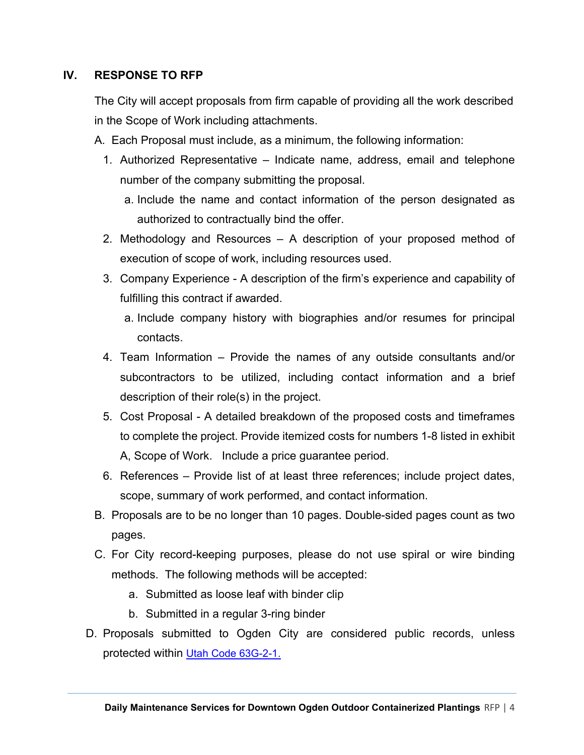## IV. RESPONSE TO RFP

The City will accept proposals from firm capable of providing all the work described in the Scope of Work including attachments.

A. Each Proposal must include, as a minimum, the following information:

1. Authorized Representative – Indicate name, address, email and telephone number of the company submitting the proposal.
   a. Include the name and contact information of the person designated as authorized to contractually bind the offer.
2. Methodology and Resources – A description of your proposed method of execution of scope of work, including resources used.
3. Company Experience - A description of the firm's experience and capability of fulfilling this contract if awarded.
   a. Include company history with biographies and/or resumes for principal contacts.
4. Team Information – Provide the names of any outside consultants and/or subcontractors to be utilized, including contact information and a brief description of their role(s) in the project.
5. Cost Proposal - A detailed breakdown of the proposed costs and timeframes to complete the project. Provide itemized costs for numbers 1-8 listed in exhibit A, Scope of Work. Include a price guarantee period.
6. References – Provide list of at least three references; include project dates, scope, summary of work performed, and contact information.

B. Proposals are to be no longer than 10 pages. Double-sided pages count as two pages.

C. For City record-keeping purposes, please do not use spiral or wire binding methods. The following methods will be accepted:
   a. Submitted as loose leaf with binder clip
   b. Submitted in a regular 3-ring binder

D. Proposals submitted to Ogden City are considered public records, unless protected within [Utah Code 63G-2-1.](Utah Code 63G-2-1.)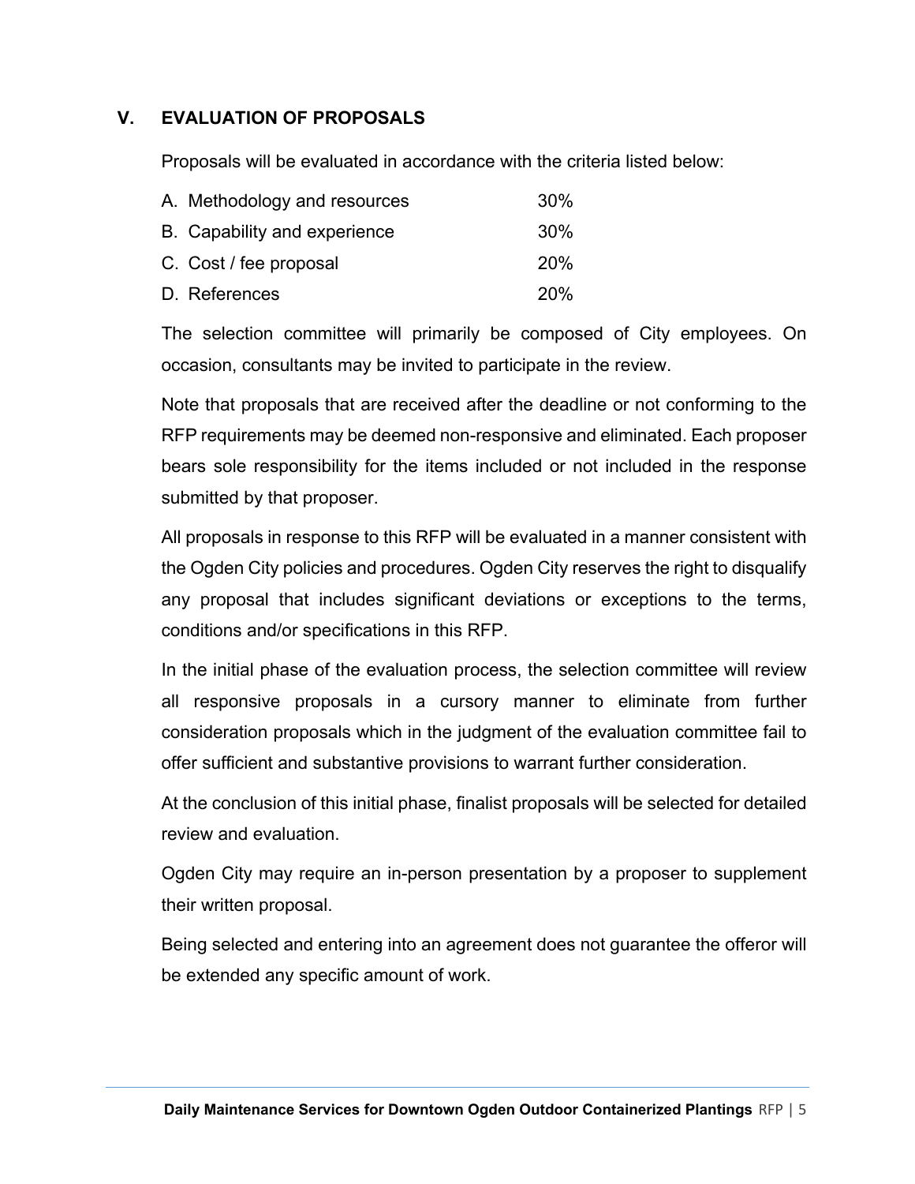## V. EVALUATION OF PROPOSALS

Proposals will be evaluated in accordance with the criteria listed below:

| Criteria | Weight |
| --- | --- |
| A. Methodology and resources | 30% |
| B. Capability and experience | 30% |
| C. Cost / fee proposal | 20% |
| D. References | 20% |

The selection committee will primarily be composed of City employees. On occasion, consultants may be invited to participate in the review.

Note that proposals that are received after the deadline or not conforming to the RFP requirements may be deemed non-responsive and eliminated. Each proposer bears sole responsibility for the items included or not included in the response submitted by that proposer.

All proposals in response to this RFP will be evaluated in a manner consistent with the Ogden City policies and procedures. Ogden City reserves the right to disqualify any proposal that includes significant deviations or exceptions to the terms, conditions and/or specifications in this RFP.

In the initial phase of the evaluation process, the selection committee will review all responsive proposals in a cursory manner to eliminate from further consideration proposals which in the judgment of the evaluation committee fail to offer sufficient and substantive provisions to warrant further consideration.

At the conclusion of this initial phase, finalist proposals will be selected for detailed review and evaluation.

Ogden City may require an in-person presentation by a proposer to supplement their written proposal.

Being selected and entering into an agreement does not guarantee the offeror will be extended any specific amount of work.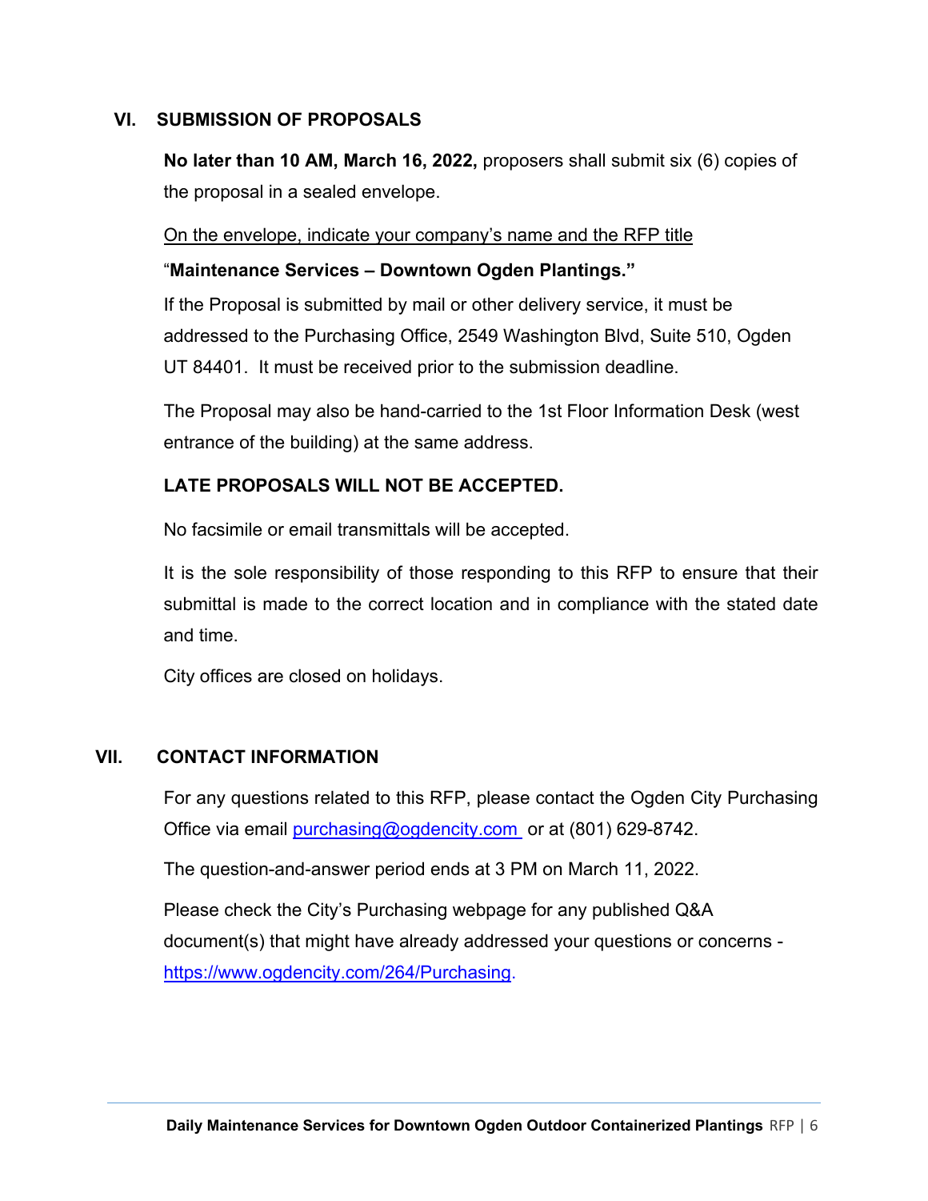## VI. SUBMISSION OF PROPOSALS

**No later than 10 AM, March 16, 2022,** proposers shall submit six (6) copies of the proposal in a sealed envelope.

<u>On the envelope, indicate your company's name and the RFP title</u>

"**Maintenance Services – Downtown Ogden Plantings."**

If the Proposal is submitted by mail or other delivery service, it must be addressed to the Purchasing Office, 2549 Washington Blvd, Suite 510, Ogden UT 84401. It must be received prior to the submission deadline.

The Proposal may also be hand-carried to the 1st Floor Information Desk (west entrance of the building) at the same address.

**LATE PROPOSALS WILL NOT BE ACCEPTED.**

No facsimile or email transmittals will be accepted.

It is the sole responsibility of those responding to this RFP to ensure that their submittal is made to the correct location and in compliance with the stated date and time.

City offices are closed on holidays.

## VII. CONTACT INFORMATION

For any questions related to this RFP, please contact the Ogden City Purchasing Office via email purchasing@ogdencity.com or at (801) 629-8742.

The question-and-answer period ends at 3 PM on March 11, 2022.

Please check the City's Purchasing webpage for any published Q&A document(s) that might have already addressed your questions or concerns - https://www.ogdencity.com/264/Purchasing.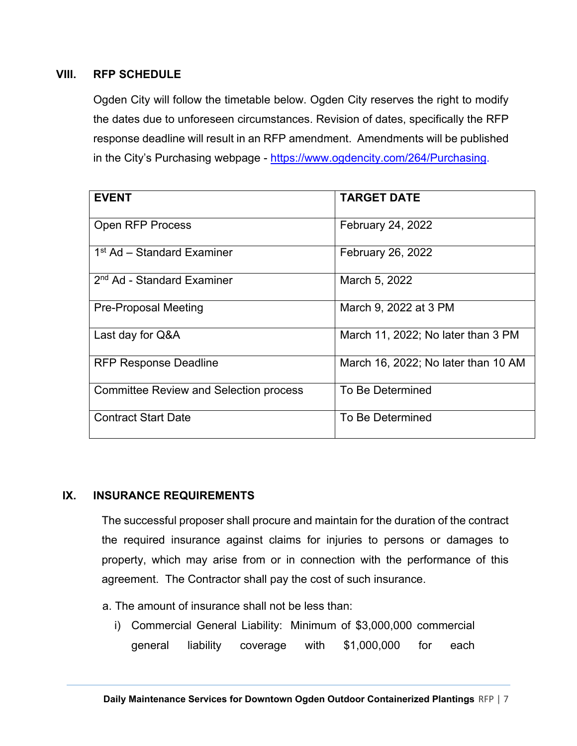## VIII. RFP SCHEDULE

Ogden City will follow the timetable below. Ogden City reserves the right to modify the dates due to unforeseen circumstances. Revision of dates, specifically the RFP response deadline will result in an RFP amendment. Amendments will be published in the City's Purchasing webpage - https://www.ogdencity.com/264/Purchasing.

| EVENT | TARGET DATE |
|---|---|
| Open RFP Process | February 24, 2022 |
| 1st Ad – Standard Examiner | February 26, 2022 |
| 2nd Ad - Standard Examiner | March 5, 2022 |
| Pre-Proposal Meeting | March 9, 2022 at 3 PM |
| Last day for Q&A | March 11, 2022; No later than 3 PM |
| RFP Response Deadline | March 16, 2022; No later than 10 AM |
| Committee Review and Selection process | To Be Determined |
| Contract Start Date | To Be Determined |

## IX. INSURANCE REQUIREMENTS

The successful proposer shall procure and maintain for the duration of the contract the required insurance against claims for injuries to persons or damages to property, which may arise from or in connection with the performance of this agreement. The Contractor shall pay the cost of such insurance.

a. The amount of insurance shall not be less than:

i) Commercial General Liability: Minimum of $3,000,000 commercial general liability coverage with $1,000,000 for each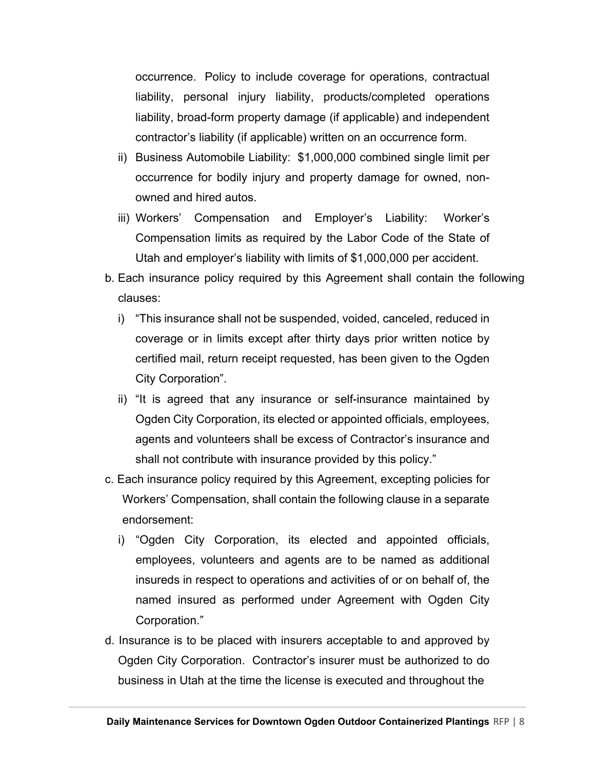occurrence. Policy to include coverage for operations, contractual liability, personal injury liability, products/completed operations liability, broad-form property damage (if applicable) and independent contractor's liability (if applicable) written on an occurrence form.

ii) Business Automobile Liability: $1,000,000 combined single limit per occurrence for bodily injury and property damage for owned, non-owned and hired autos.

iii) Workers' Compensation and Employer's Liability: Worker's Compensation limits as required by the Labor Code of the State of Utah and employer's liability with limits of $1,000,000 per accident.

b. Each insurance policy required by this Agreement shall contain the following clauses:

   i) "This insurance shall not be suspended, voided, canceled, reduced in coverage or in limits except after thirty days prior written notice by certified mail, return receipt requested, has been given to the Ogden City Corporation".

   ii) "It is agreed that any insurance or self-insurance maintained by Ogden City Corporation, its elected or appointed officials, employees, agents and volunteers shall be excess of Contractor's insurance and shall not contribute with insurance provided by this policy."

c. Each insurance policy required by this Agreement, excepting policies for Workers' Compensation, shall contain the following clause in a separate endorsement:

   i) "Ogden City Corporation, its elected and appointed officials, employees, volunteers and agents are to be named as additional insureds in respect to operations and activities of or on behalf of, the named insured as performed under Agreement with Ogden City Corporation."

d. Insurance is to be placed with insurers acceptable to and approved by Ogden City Corporation. Contractor's insurer must be authorized to do business in Utah at the time the license is executed and throughout the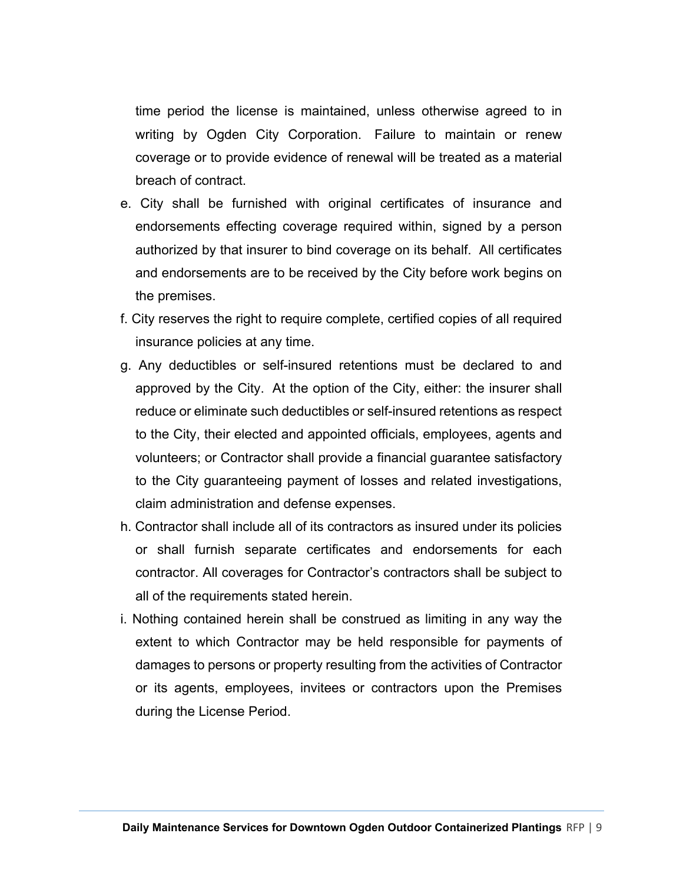time period the license is maintained, unless otherwise agreed to in writing by Ogden City Corporation. Failure to maintain or renew coverage or to provide evidence of renewal will be treated as a material breach of contract.

e. City shall be furnished with original certificates of insurance and endorsements effecting coverage required within, signed by a person authorized by that insurer to bind coverage on its behalf. All certificates and endorsements are to be received by the City before work begins on the premises.

f. City reserves the right to require complete, certified copies of all required insurance policies at any time.

g. Any deductibles or self-insured retentions must be declared to and approved by the City. At the option of the City, either: the insurer shall reduce or eliminate such deductibles or self-insured retentions as respect to the City, their elected and appointed officials, employees, agents and volunteers; or Contractor shall provide a financial guarantee satisfactory to the City guaranteeing payment of losses and related investigations, claim administration and defense expenses.

h. Contractor shall include all of its contractors as insured under its policies or shall furnish separate certificates and endorsements for each contractor. All coverages for Contractor's contractors shall be subject to all of the requirements stated herein.

i. Nothing contained herein shall be construed as limiting in any way the extent to which Contractor may be held responsible for payments of damages to persons or property resulting from the activities of Contractor or its agents, employees, invitees or contractors upon the Premises during the License Period.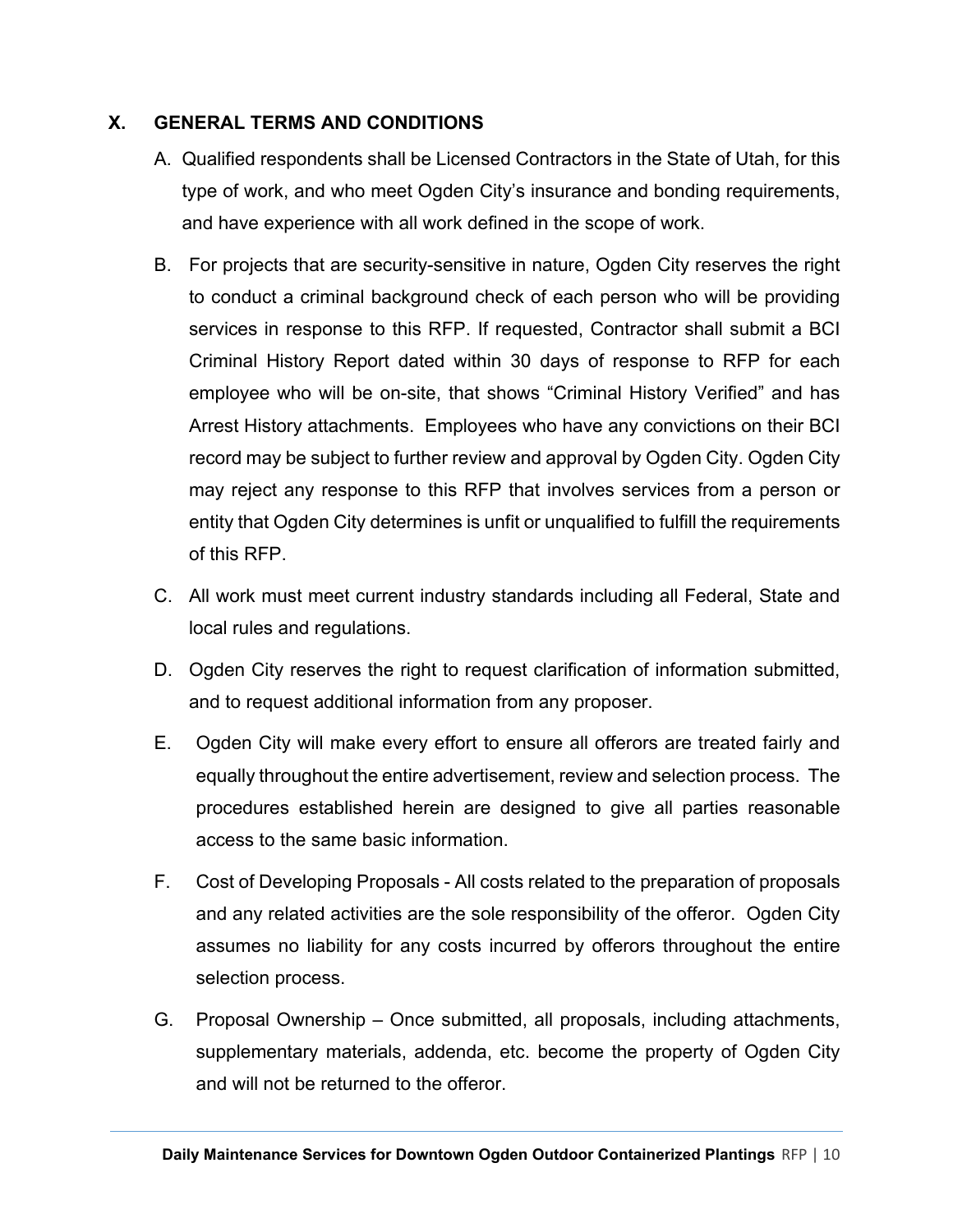## X. GENERAL TERMS AND CONDITIONS

A. Qualified respondents shall be Licensed Contractors in the State of Utah, for this type of work, and who meet Ogden City's insurance and bonding requirements, and have experience with all work defined in the scope of work.

B. For projects that are security-sensitive in nature, Ogden City reserves the right to conduct a criminal background check of each person who will be providing services in response to this RFP. If requested, Contractor shall submit a BCI Criminal History Report dated within 30 days of response to RFP for each employee who will be on-site, that shows "Criminal History Verified" and has Arrest History attachments. Employees who have any convictions on their BCI record may be subject to further review and approval by Ogden City. Ogden City may reject any response to this RFP that involves services from a person or entity that Ogden City determines is unfit or unqualified to fulfill the requirements of this RFP.

C. All work must meet current industry standards including all Federal, State and local rules and regulations.

D. Ogden City reserves the right to request clarification of information submitted, and to request additional information from any proposer.

E. Ogden City will make every effort to ensure all offerors are treated fairly and equally throughout the entire advertisement, review and selection process. The procedures established herein are designed to give all parties reasonable access to the same basic information.

F. Cost of Developing Proposals - All costs related to the preparation of proposals and any related activities are the sole responsibility of the offeror. Ogden City assumes no liability for any costs incurred by offerors throughout the entire selection process.

G. Proposal Ownership – Once submitted, all proposals, including attachments, supplementary materials, addenda, etc. become the property of Ogden City and will not be returned to the offeror.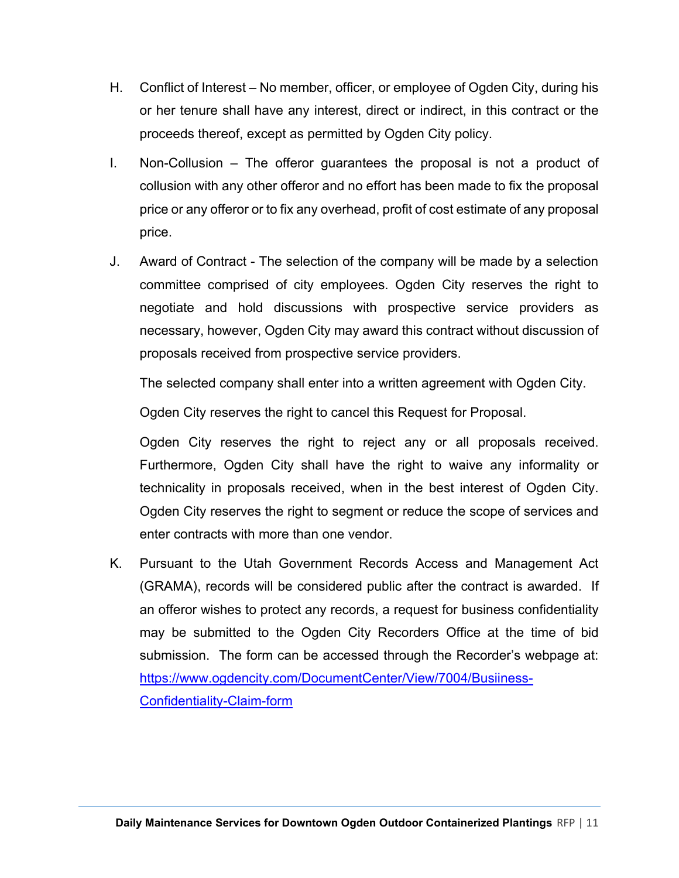H. Conflict of Interest – No member, officer, or employee of Ogden City, during his or her tenure shall have any interest, direct or indirect, in this contract or the proceeds thereof, except as permitted by Ogden City policy.

I. Non-Collusion – The offeror guarantees the proposal is not a product of collusion with any other offeror and no effort has been made to fix the proposal price or any offeror or to fix any overhead, profit of cost estimate of any proposal price.

J. Award of Contract - The selection of the company will be made by a selection committee comprised of city employees. Ogden City reserves the right to negotiate and hold discussions with prospective service providers as necessary, however, Ogden City may award this contract without discussion of proposals received from prospective service providers.

   The selected company shall enter into a written agreement with Ogden City.

   Ogden City reserves the right to cancel this Request for Proposal.

   Ogden City reserves the right to reject any or all proposals received. Furthermore, Ogden City shall have the right to waive any informality or technicality in proposals received, when in the best interest of Ogden City. Ogden City reserves the right to segment or reduce the scope of services and enter contracts with more than one vendor.

K. Pursuant to the Utah Government Records Access and Management Act (GRAMA), records will be considered public after the contract is awarded. If an offeror wishes to protect any records, a request for business confidentiality may be submitted to the Ogden City Recorders Office at the time of bid submission. The form can be accessed through the Recorder's webpage at: [https://www.ogdencity.com/DocumentCenter/View/7004/Busiiness-Confidentiality-Claim-form](https://www.ogdencity.com/DocumentCenter/View/7004/Busiiness-Confidentiality-Claim-form)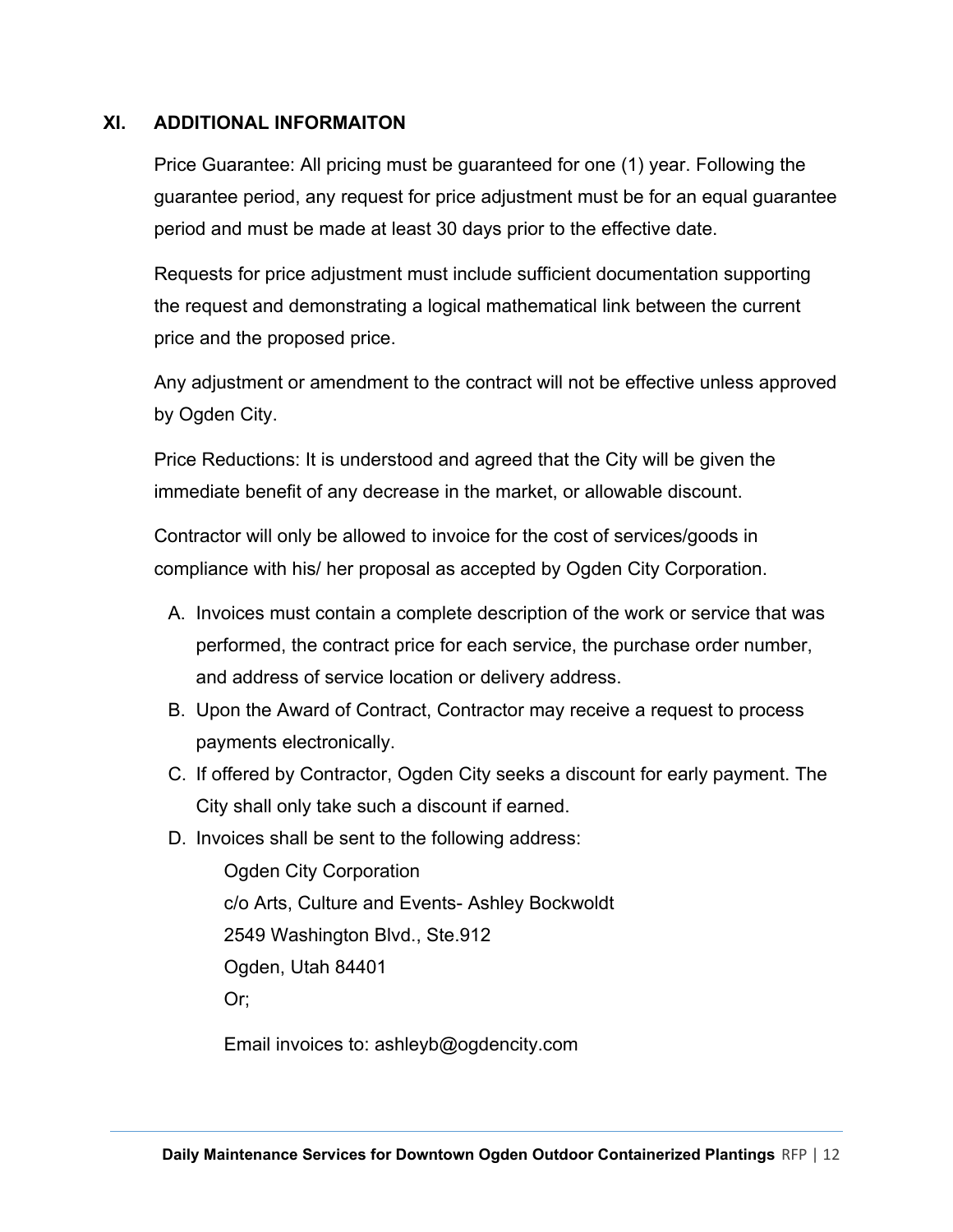## XI. ADDITIONAL INFORMAITON

Price Guarantee: All pricing must be guaranteed for one (1) year. Following the guarantee period, any request for price adjustment must be for an equal guarantee period and must be made at least 30 days prior to the effective date.

Requests for price adjustment must include sufficient documentation supporting the request and demonstrating a logical mathematical link between the current price and the proposed price.

Any adjustment or amendment to the contract will not be effective unless approved by Ogden City.

Price Reductions: It is understood and agreed that the City will be given the immediate benefit of any decrease in the market, or allowable discount.

Contractor will only be allowed to invoice for the cost of services/goods in compliance with his/ her proposal as accepted by Ogden City Corporation.

A. Invoices must contain a complete description of the work or service that was performed, the contract price for each service, the purchase order number, and address of service location or delivery address.
B. Upon the Award of Contract, Contractor may receive a request to process payments electronically.
C. If offered by Contractor, Ogden City seeks a discount for early payment. The City shall only take such a discount if earned.
D. Invoices shall be sent to the following address:

   Ogden City Corporation
   c/o Arts, Culture and Events- Ashley Bockwoldt
   2549 Washington Blvd., Ste.912
   Ogden, Utah 84401
   Or;

   Email invoices to: ashleyb@ogdencity.com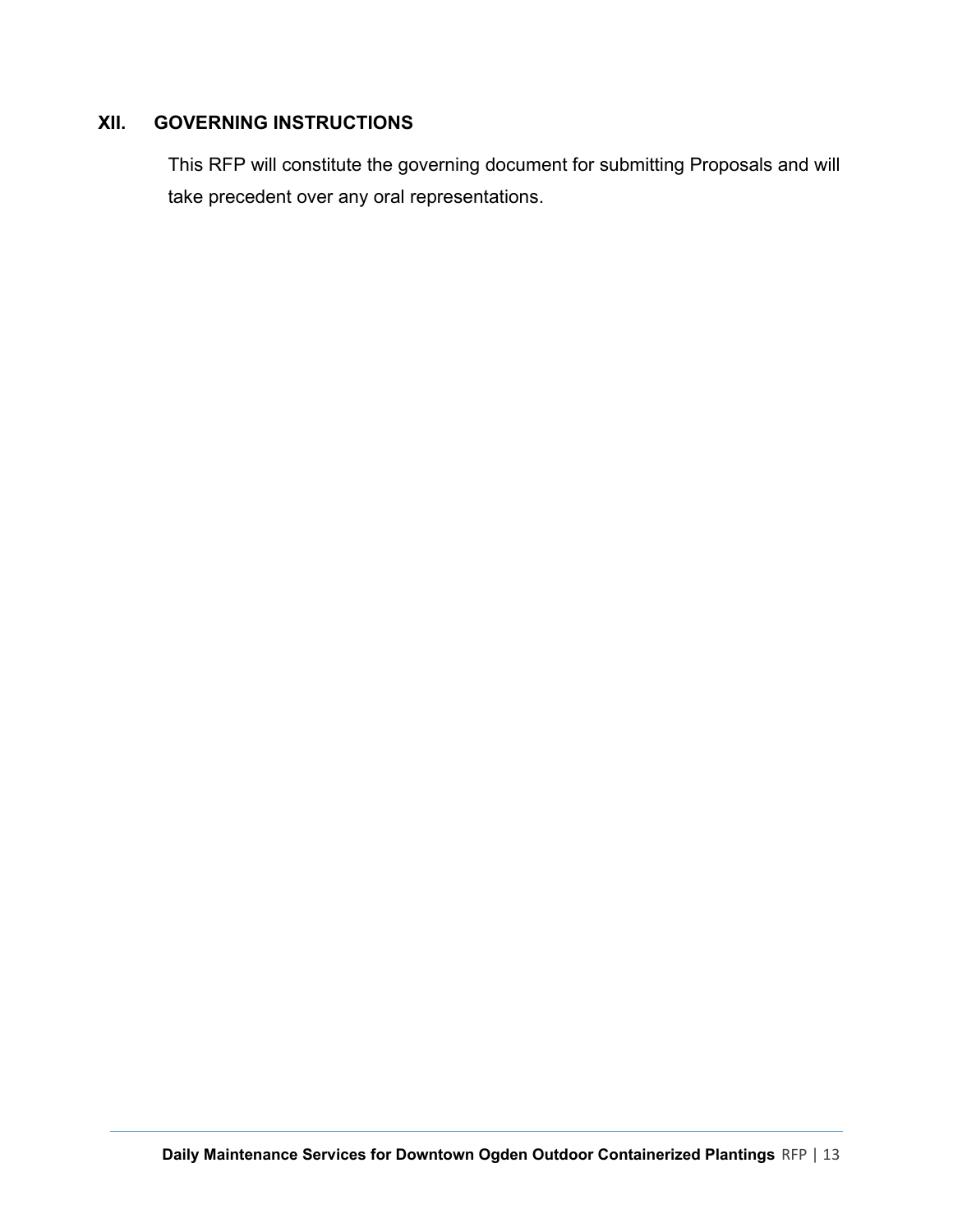## XII. GOVERNING INSTRUCTIONS

This RFP will constitute the governing document for submitting Proposals and will take precedent over any oral representations.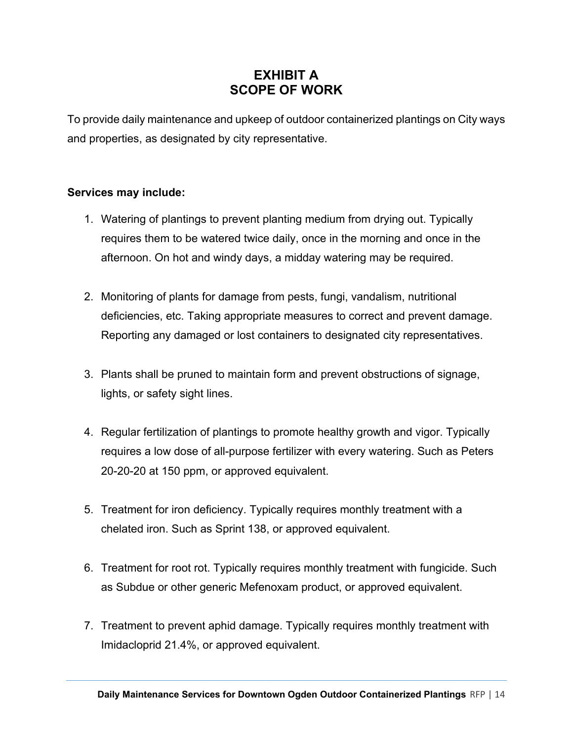# EXHIBIT A
# SCOPE OF WORK

To provide daily maintenance and upkeep of outdoor containerized plantings on City ways and properties, as designated by city representative.

**Services may include:**

1. Watering of plantings to prevent planting medium from drying out. Typically requires them to be watered twice daily, once in the morning and once in the afternoon. On hot and windy days, a midday watering may be required.

2. Monitoring of plants for damage from pests, fungi, vandalism, nutritional deficiencies, etc. Taking appropriate measures to correct and prevent damage. Reporting any damaged or lost containers to designated city representatives.

3. Plants shall be pruned to maintain form and prevent obstructions of signage, lights, or safety sight lines.

4. Regular fertilization of plantings to promote healthy growth and vigor. Typically requires a low dose of all-purpose fertilizer with every watering. Such as Peters 20-20-20 at 150 ppm, or approved equivalent.

5. Treatment for iron deficiency. Typically requires monthly treatment with a chelated iron. Such as Sprint 138, or approved equivalent.

6. Treatment for root rot. Typically requires monthly treatment with fungicide. Such as Subdue or other generic Mefenoxam product, or approved equivalent.

7. Treatment to prevent aphid damage. Typically requires monthly treatment with Imidacloprid 21.4%, or approved equivalent.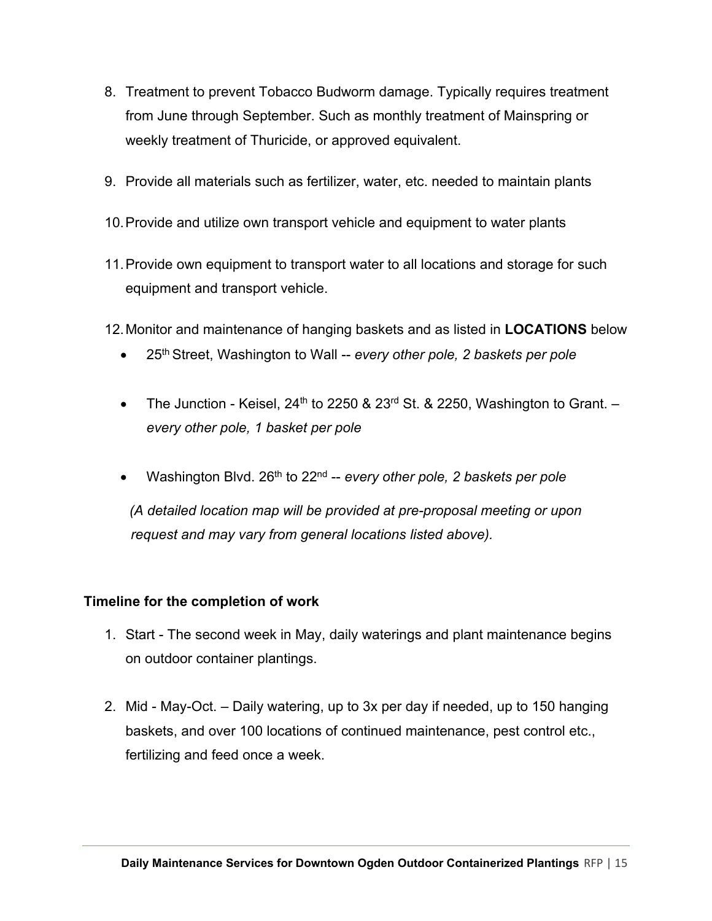8. Treatment to prevent Tobacco Budworm damage. Typically requires treatment from June through September. Such as monthly treatment of Mainspring or weekly treatment of Thuricide, or approved equivalent.

9. Provide all materials such as fertilizer, water, etc. needed to maintain plants

10. Provide and utilize own transport vehicle and equipment to water plants

11. Provide own equipment to transport water to all locations and storage for such equipment and transport vehicle.

12. Monitor and maintenance of hanging baskets and as listed in **LOCATIONS** below

    - 25th Street, Washington to Wall -- *every other pole, 2 baskets per pole*

    - The Junction - Keisel, 24th to 2250 & 23rd St. & 2250, Washington to Grant. – *every other pole, 1 basket per pole*

    - Washington Blvd. 26th to 22nd -- *every other pole, 2 baskets per pole*

    *(A detailed location map will be provided at pre-proposal meeting or upon request and may vary from general locations listed above).*

**Timeline for the completion of work**

1. Start - The second week in May, daily waterings and plant maintenance begins on outdoor container plantings.

2. Mid - May-Oct. – Daily watering, up to 3x per day if needed, up to 150 hanging baskets, and over 100 locations of continued maintenance, pest control etc., fertilizing and feed once a week.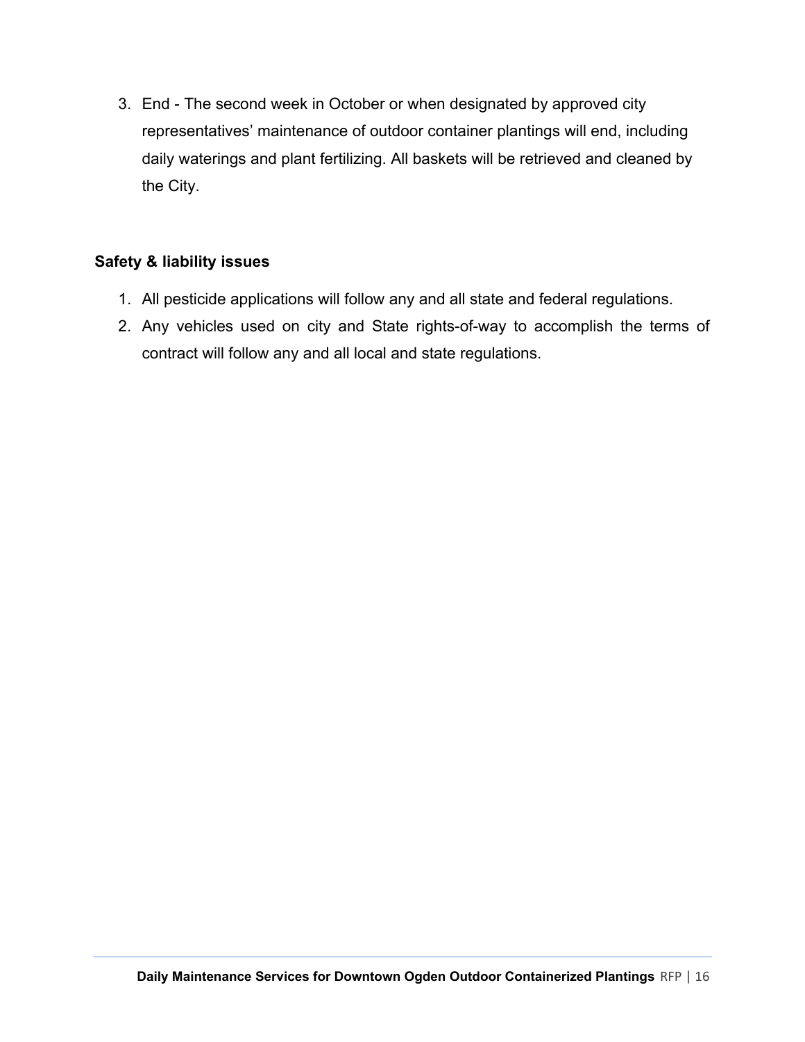3. End - The second week in October or when designated by approved city representatives' maintenance of outdoor container plantings will end, including daily waterings and plant fertilizing. All baskets will be retrieved and cleaned by the City.

**Safety & liability issues**

1. All pesticide applications will follow any and all state and federal regulations.
2. Any vehicles used on city and State rights-of-way to accomplish the terms of contract will follow any and all local and state regulations.